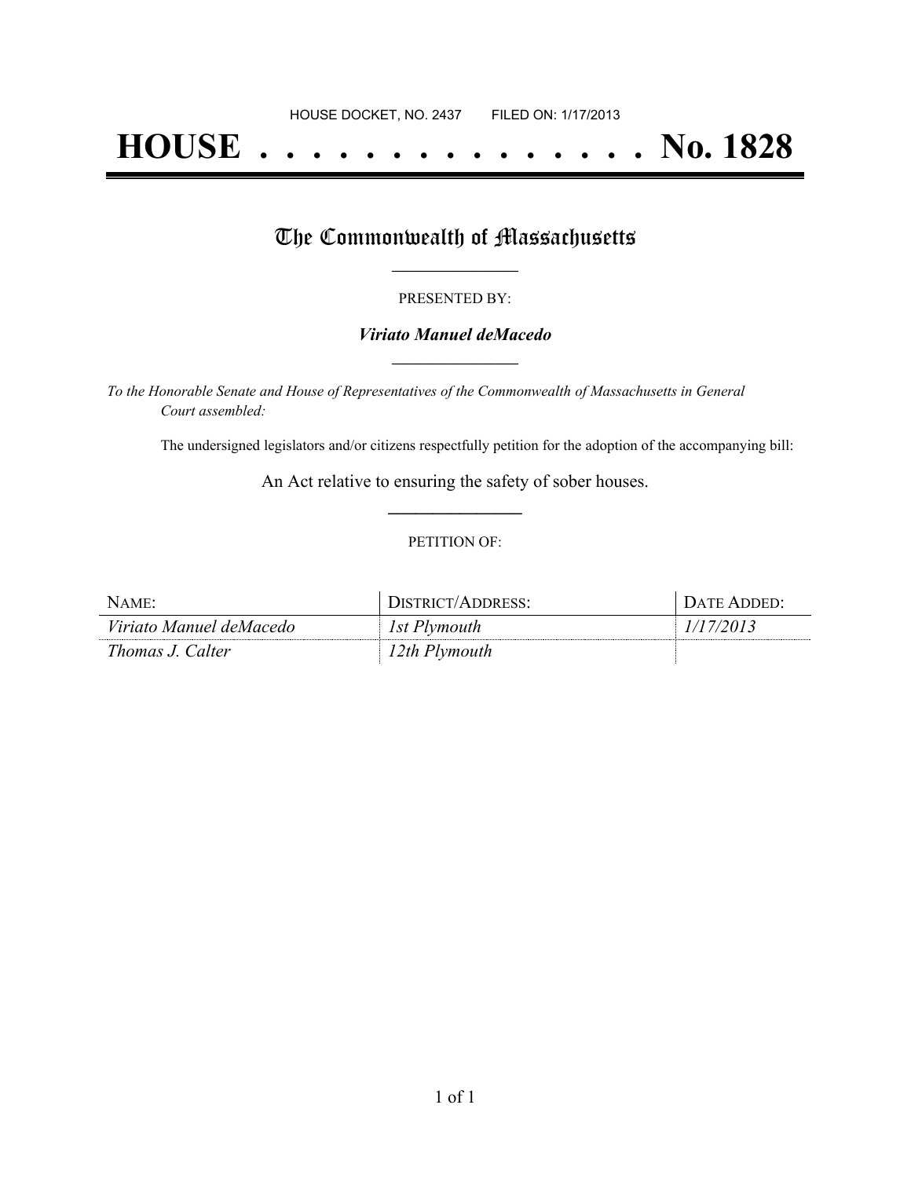HOUSE DOCKET, NO. 2437 FILED ON: 1/17/2013

# HOUSE . . . . . . . . . . . . . . . . No. 1828

## The Commonwealth of Massachusetts

PRESENTED BY:

***Viriato Manuel deMacedo***

*To the Honorable Senate and House of Representatives of the Commonwealth of Massachusetts in General Court assembled:*

The undersigned legislators and/or citizens respectfully petition for the adoption of the accompanying bill:

An Act relative to ensuring the safety of sober houses.

PETITION OF:

| NAME: | DISTRICT/ADDRESS: | DATE ADDED: |
|---|---|---|
| *Viriato Manuel deMacedo* | *1st Plymouth* | *1/17/2013* |
| *Thomas J. Calter* | *12th Plymouth* | |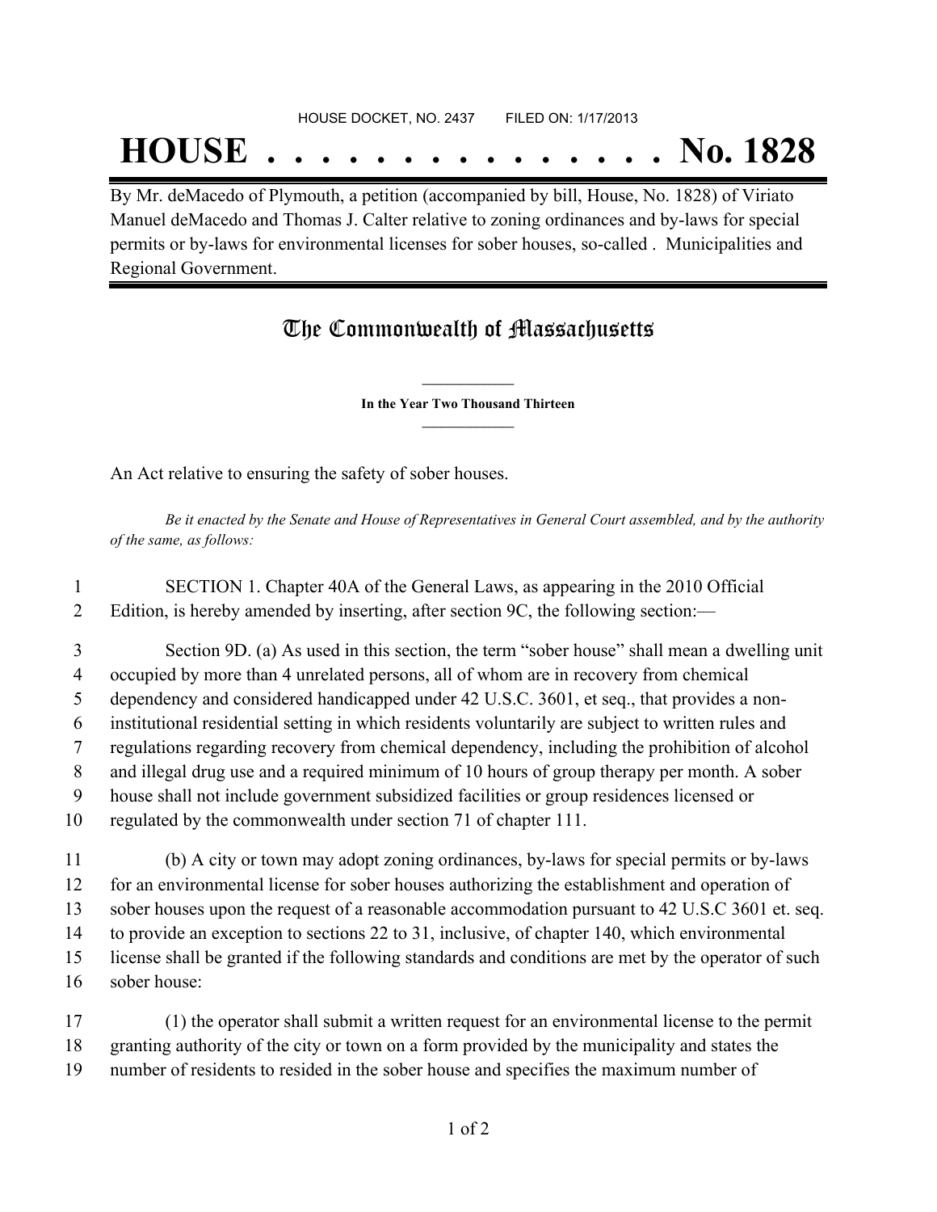HOUSE DOCKET, NO. 2437        FILED ON: 1/17/2013

# HOUSE . . . . . . . . . . . . . . . No. 1828

By Mr. deMacedo of Plymouth, a petition (accompanied by bill, House, No. 1828) of Viriato Manuel deMacedo and Thomas J. Calter relative to zoning ordinances and by-laws for special permits or by-laws for environmental licenses for sober houses, so-called . Municipalities and Regional Government.

## The Commonwealth of Massachusetts

**In the Year Two Thousand Thirteen**

An Act relative to ensuring the safety of sober houses.

*Be it enacted by the Senate and House of Representatives in General Court assembled, and by the authority of the same, as follows:*

1 SECTION 1. Chapter 40A of the General Laws, as appearing in the 2010 Official
2 Edition, is hereby amended by inserting, after section 9C, the following section:—

3 Section 9D. (a) As used in this section, the term "sober house" shall mean a dwelling unit
4 occupied by more than 4 unrelated persons, all of whom are in recovery from chemical
5 dependency and considered handicapped under 42 U.S.C. 3601, et seq., that provides a non-
6 institutional residential setting in which residents voluntarily are subject to written rules and
7 regulations regarding recovery from chemical dependency, including the prohibition of alcohol
8 and illegal drug use and a required minimum of 10 hours of group therapy per month. A sober
9 house shall not include government subsidized facilities or group residences licensed or
10 regulated by the commonwealth under section 71 of chapter 111.

11 (b) A city or town may adopt zoning ordinances, by-laws for special permits or by-laws
12 for an environmental license for sober houses authorizing the establishment and operation of
13 sober houses upon the request of a reasonable accommodation pursuant to 42 U.S.C 3601 et. seq.
14 to provide an exception to sections 22 to 31, inclusive, of chapter 140, which environmental
15 license shall be granted if the following standards and conditions are met by the operator of such
16 sober house:

17 (1) the operator shall submit a written request for an environmental license to the permit
18 granting authority of the city or town on a form provided by the municipality and states the
19 number of residents to resided in the sober house and specifies the maximum number of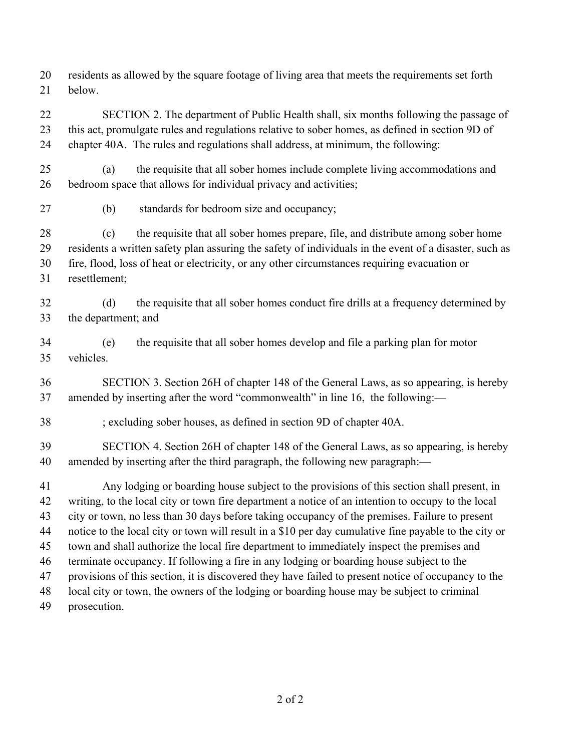residents as allowed by the square footage of living area that meets the requirements set forth below.

SECTION 2. The department of Public Health shall, six months following the passage of this act, promulgate rules and regulations relative to sober homes, as defined in section 9D of chapter 40A. The rules and regulations shall address, at minimum, the following:

(a) the requisite that all sober homes include complete living accommodations and bedroom space that allows for individual privacy and activities;

(b) standards for bedroom size and occupancy;

(c) the requisite that all sober homes prepare, file, and distribute among sober home residents a written safety plan assuring the safety of individuals in the event of a disaster, such as fire, flood, loss of heat or electricity, or any other circumstances requiring evacuation or resettlement;

(d) the requisite that all sober homes conduct fire drills at a frequency determined by the department; and

(e) the requisite that all sober homes develop and file a parking plan for motor vehicles.

SECTION 3. Section 26H of chapter 148 of the General Laws, as so appearing, is hereby amended by inserting after the word "commonwealth" in line 16, the following:—

; excluding sober houses, as defined in section 9D of chapter 40A.

SECTION 4. Section 26H of chapter 148 of the General Laws, as so appearing, is hereby amended by inserting after the third paragraph, the following new paragraph:—

Any lodging or boarding house subject to the provisions of this section shall present, in writing, to the local city or town fire department a notice of an intention to occupy to the local city or town, no less than 30 days before taking occupancy of the premises. Failure to present notice to the local city or town will result in a $10 per day cumulative fine payable to the city or town and shall authorize the local fire department to immediately inspect the premises and terminate occupancy. If following a fire in any lodging or boarding house subject to the provisions of this section, it is discovered they have failed to present notice of occupancy to the local city or town, the owners of the lodging or boarding house may be subject to criminal prosecution.